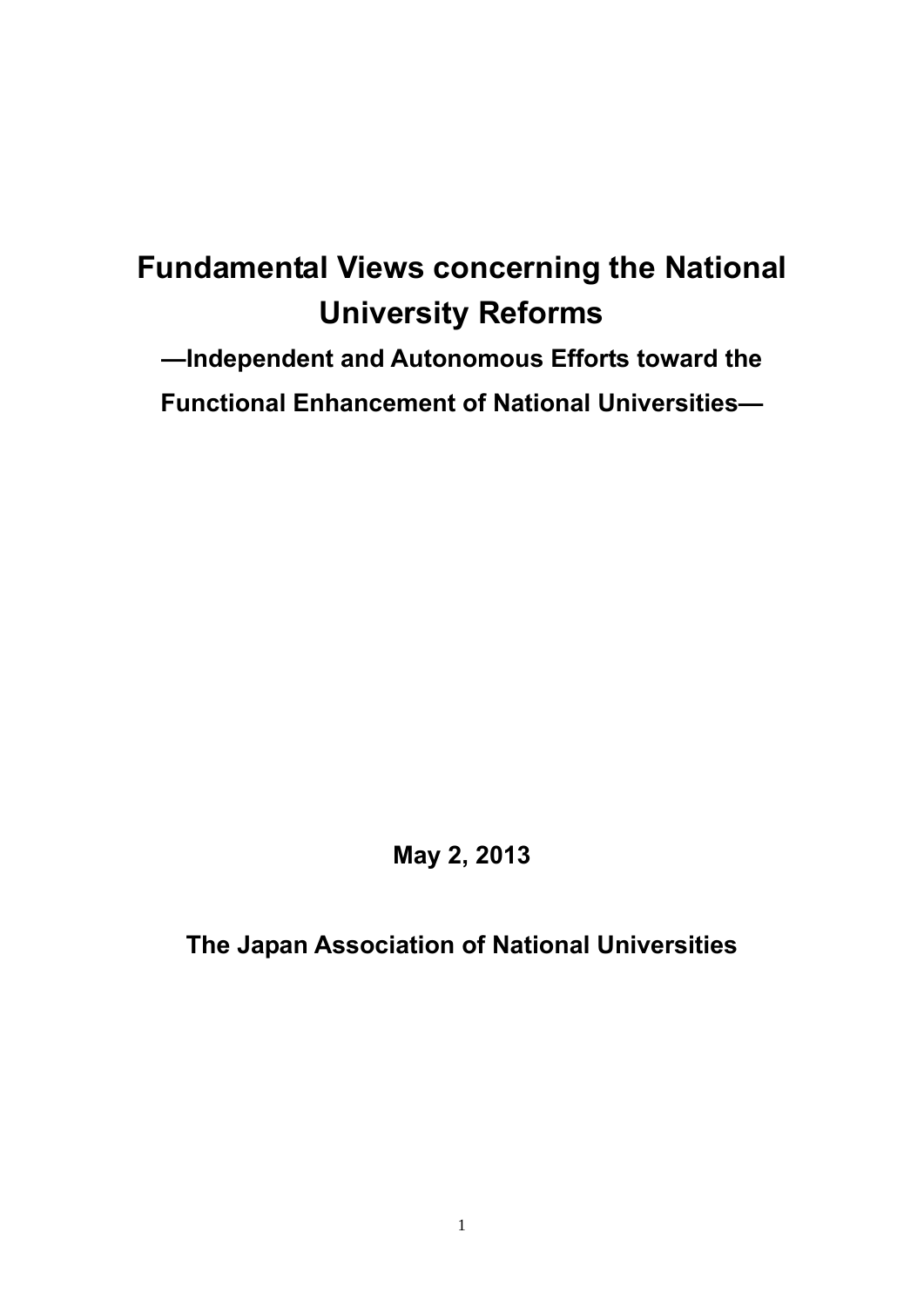# Fundamental Views concerning the National University Reforms

**—Independent and Autonomous Efforts toward the Functional Enhancement of National Universities—**

**May 2, 2013**

**The Japan Association of National Universities**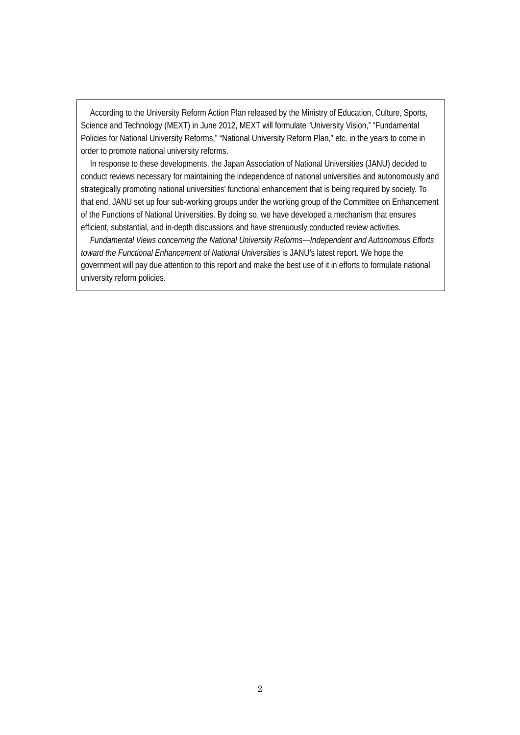According to the University Reform Action Plan released by the Ministry of Education, Culture, Sports, Science and Technology (MEXT) in June 2012, MEXT will formulate "University Vision," "Fundamental Policies for National University Reforms," "National University Reform Plan," etc. in the years to come in order to promote national university reforms.

In response to these developments, the Japan Association of National Universities (JANU) decided to conduct reviews necessary for maintaining the independence of national universities and autonomously and strategically promoting national universities' functional enhancement that is being required by society. To that end, JANU set up four sub-working groups under the working group of the Committee on Enhancement of the Functions of National Universities. By doing so, we have developed a mechanism that ensures efficient, substantial, and in-depth discussions and have strenuously conducted review activities.

*Fundamental Views concerning the National University Reforms—Independent and Autonomous Efforts toward the Functional Enhancement of National Universities* is JANU's latest report. We hope the government will pay due attention to this report and make the best use of it in efforts to formulate national university reform policies.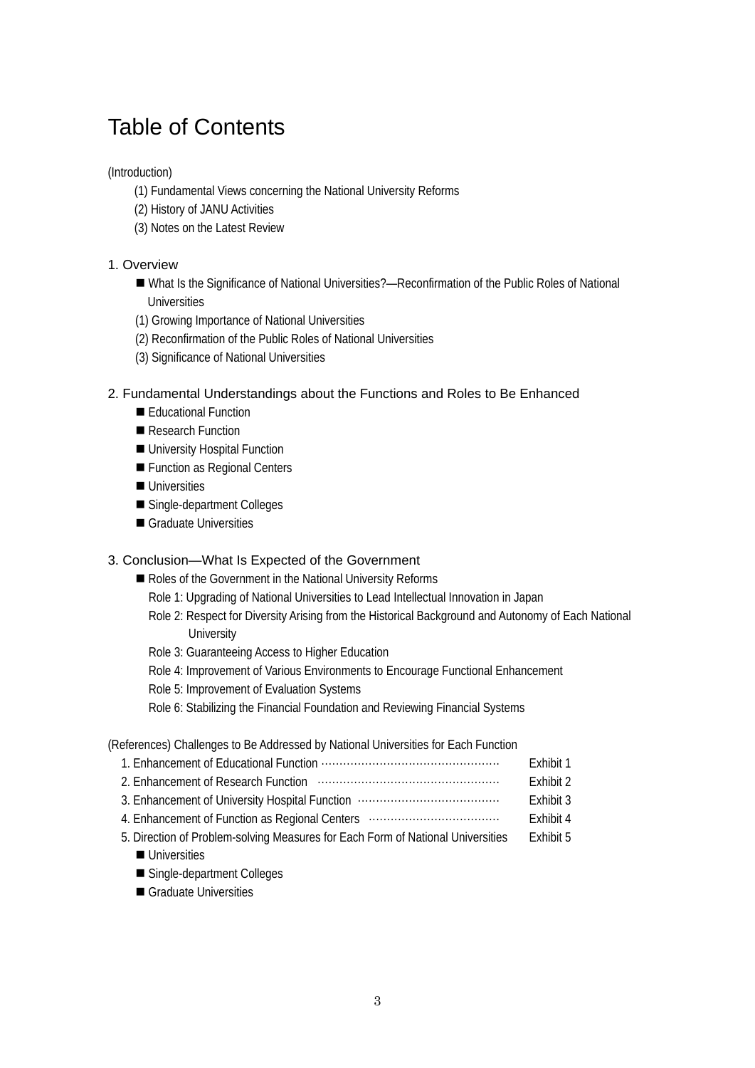# Table of Contents

(Introduction)

- (1) Fundamental Views concerning the National University Reforms
- (2) History of JANU Activities
- (3) Notes on the Latest Review

## 1. Overview

- ■ What Is the Significance of National Universities?—Reconfirmation of the Public Roles of National Universities
- (1) Growing Importance of National Universities
- (2) Reconfirmation of the Public Roles of National Universities
- (3) Significance of National Universities

## 2. Fundamental Understandings about the Functions and Roles to Be Enhanced

- ■ Educational Function
- ■ Research Function
- ■ University Hospital Function
- ■ Function as Regional Centers
- ■ Universities
- ■ Single-department Colleges
- ■ Graduate Universities

## 3. Conclusion—What Is Expected of the Government

- ■ Roles of the Government in the National University Reforms
  - Role 1: Upgrading of National Universities to Lead Intellectual Innovation in Japan
  - Role 2: Respect for Diversity Arising from the Historical Background and Autonomy of Each National University
  - Role 3: Guaranteeing Access to Higher Education
  - Role 4: Improvement of Various Environments to Encourage Functional Enhancement
  - Role 5: Improvement of Evaluation Systems
  - Role 6: Stabilizing the Financial Foundation and Reviewing Financial Systems

(References) Challenges to Be Addressed by National Universities for Each Function

1. Enhancement of Educational Function ………………………………………… Exhibit 1
2. Enhancement of Research Function ………………………………………… Exhibit 2
3. Enhancement of University Hospital Function ……………………………… Exhibit 3
4. Enhancement of Function as Regional Centers ……………………………… Exhibit 4
5. Direction of Problem-solving Measures for Each Form of National Universities Exhibit 5
   - ■ Universities
   - ■ Single-department Colleges
   - ■ Graduate Universities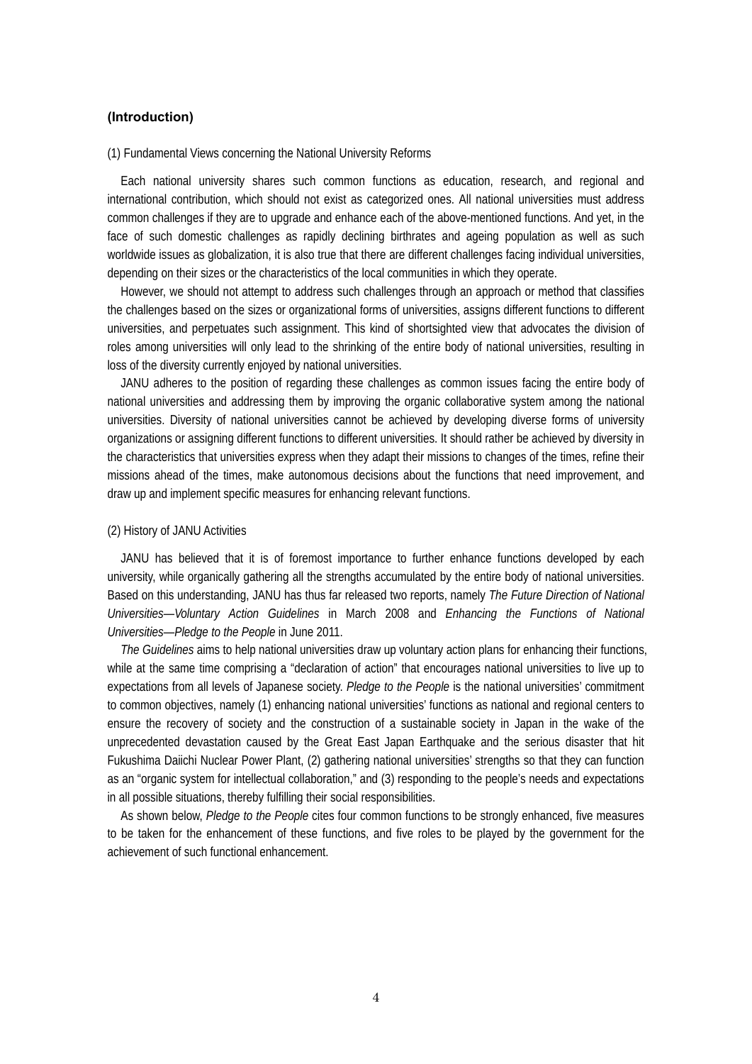## (Introduction)

### (1) Fundamental Views concerning the National University Reforms

Each national university shares such common functions as education, research, and regional and international contribution, which should not exist as categorized ones. All national universities must address common challenges if they are to upgrade and enhance each of the above-mentioned functions. And yet, in the face of such domestic challenges as rapidly declining birthrates and ageing population as well as such worldwide issues as globalization, it is also true that there are different challenges facing individual universities, depending on their sizes or the characteristics of the local communities in which they operate.

However, we should not attempt to address such challenges through an approach or method that classifies the challenges based on the sizes or organizational forms of universities, assigns different functions to different universities, and perpetuates such assignment. This kind of shortsighted view that advocates the division of roles among universities will only lead to the shrinking of the entire body of national universities, resulting in loss of the diversity currently enjoyed by national universities.

JANU adheres to the position of regarding these challenges as common issues facing the entire body of national universities and addressing them by improving the organic collaborative system among the national universities. Diversity of national universities cannot be achieved by developing diverse forms of university organizations or assigning different functions to different universities. It should rather be achieved by diversity in the characteristics that universities express when they adapt their missions to changes of the times, refine their missions ahead of the times, make autonomous decisions about the functions that need improvement, and draw up and implement specific measures for enhancing relevant functions.

### (2) History of JANU Activities

JANU has believed that it is of foremost importance to further enhance functions developed by each university, while organically gathering all the strengths accumulated by the entire body of national universities. Based on this understanding, JANU has thus far released two reports, namely *The Future Direction of National Universities—Voluntary Action Guidelines* in March 2008 and *Enhancing the Functions of National Universities—Pledge to the People* in June 2011.

*The Guidelines* aims to help national universities draw up voluntary action plans for enhancing their functions, while at the same time comprising a “declaration of action” that encourages national universities to live up to expectations from all levels of Japanese society. *Pledge to the People* is the national universities’ commitment to common objectives, namely (1) enhancing national universities’ functions as national and regional centers to ensure the recovery of society and the construction of a sustainable society in Japan in the wake of the unprecedented devastation caused by the Great East Japan Earthquake and the serious disaster that hit Fukushima Daiichi Nuclear Power Plant, (2) gathering national universities’ strengths so that they can function as an “organic system for intellectual collaboration,” and (3) responding to the people’s needs and expectations in all possible situations, thereby fulfilling their social responsibilities.

As shown below, *Pledge to the People* cites four common functions to be strongly enhanced, five measures to be taken for the enhancement of these functions, and five roles to be played by the government for the achievement of such functional enhancement.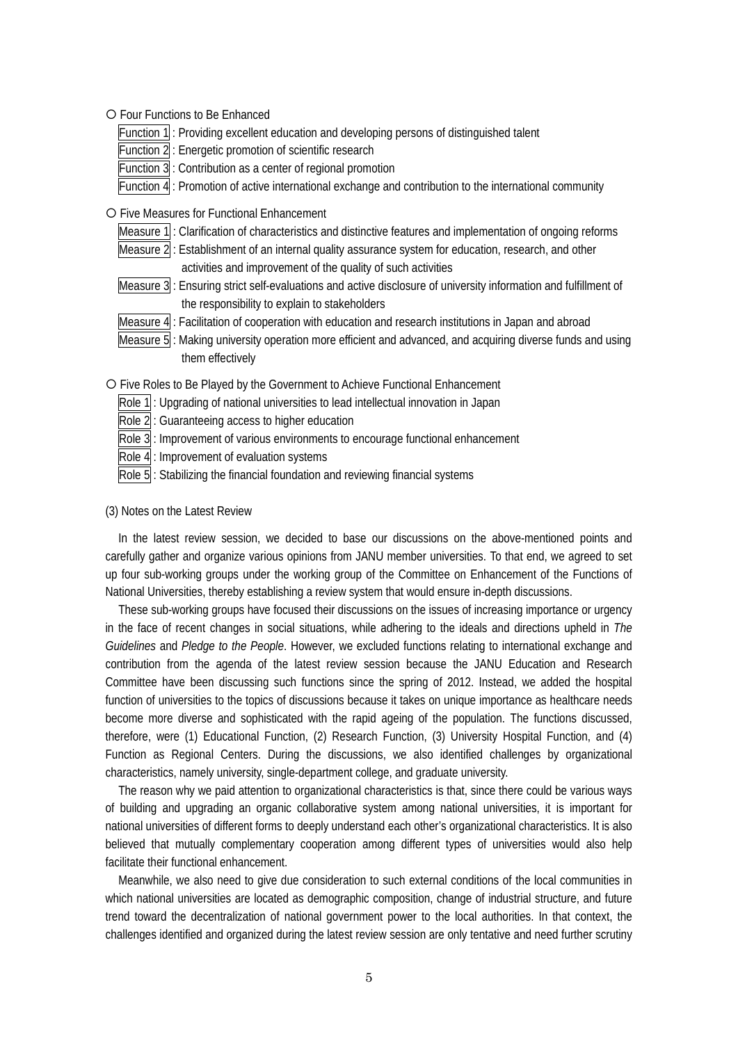○ Four Functions to Be Enhanced

- Function 1 : Providing excellent education and developing persons of distinguished talent
- Function 2 : Energetic promotion of scientific research
- Function 3 : Contribution as a center of regional promotion
- Function 4 : Promotion of active international exchange and contribution to the international community

○ Five Measures for Functional Enhancement

- Measure 1 : Clarification of characteristics and distinctive features and implementation of ongoing reforms
- Measure 2 : Establishment of an internal quality assurance system for education, research, and other activities and improvement of the quality of such activities
- Measure 3 : Ensuring strict self-evaluations and active disclosure of university information and fulfillment of the responsibility to explain to stakeholders
- Measure 4 : Facilitation of cooperation with education and research institutions in Japan and abroad
- Measure 5 : Making university operation more efficient and advanced, and acquiring diverse funds and using them effectively

○ Five Roles to Be Played by the Government to Achieve Functional Enhancement

- Role 1 : Upgrading of national universities to lead intellectual innovation in Japan
- Role 2 : Guaranteeing access to higher education
- Role 3 : Improvement of various environments to encourage functional enhancement
- Role 4 : Improvement of evaluation systems
- Role 5 : Stabilizing the financial foundation and reviewing financial systems

(3) Notes on the Latest Review

In the latest review session, we decided to base our discussions on the above-mentioned points and carefully gather and organize various opinions from JANU member universities. To that end, we agreed to set up four sub-working groups under the working group of the Committee on Enhancement of the Functions of National Universities, thereby establishing a review system that would ensure in-depth discussions.

These sub-working groups have focused their discussions on the issues of increasing importance or urgency in the face of recent changes in social situations, while adhering to the ideals and directions upheld in *The Guidelines* and *Pledge to the People*. However, we excluded functions relating to international exchange and contribution from the agenda of the latest review session because the JANU Education and Research Committee have been discussing such functions since the spring of 2012. Instead, we added the hospital function of universities to the topics of discussions because it takes on unique importance as healthcare needs become more diverse and sophisticated with the rapid ageing of the population. The functions discussed, therefore, were (1) Educational Function, (2) Research Function, (3) University Hospital Function, and (4) Function as Regional Centers. During the discussions, we also identified challenges by organizational characteristics, namely university, single-department college, and graduate university.

The reason why we paid attention to organizational characteristics is that, since there could be various ways of building and upgrading an organic collaborative system among national universities, it is important for national universities of different forms to deeply understand each other's organizational characteristics. It is also believed that mutually complementary cooperation among different types of universities would also help facilitate their functional enhancement.

Meanwhile, we also need to give due consideration to such external conditions of the local communities in which national universities are located as demographic composition, change of industrial structure, and future trend toward the decentralization of national government power to the local authorities. In that context, the challenges identified and organized during the latest review session are only tentative and need further scrutiny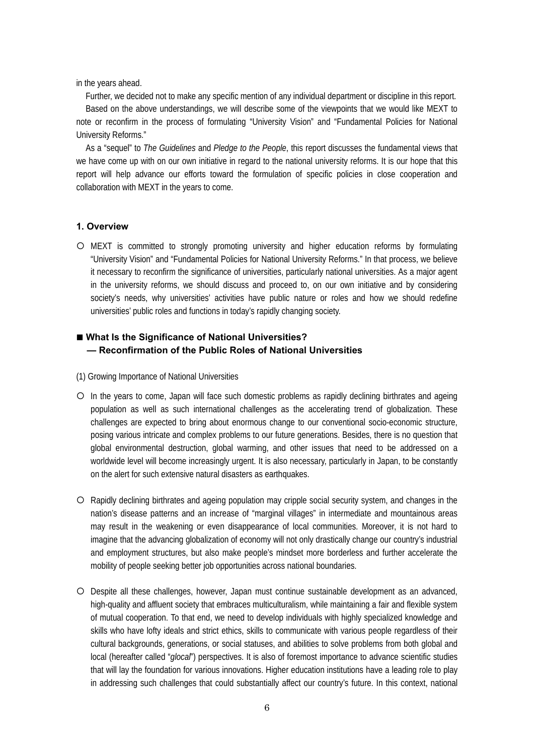in the years ahead.

Further, we decided not to make any specific mention of any individual department or discipline in this report.

Based on the above understandings, we will describe some of the viewpoints that we would like MEXT to note or reconfirm in the process of formulating "University Vision" and "Fundamental Policies for National University Reforms."

As a "sequel" to *The Guidelines* and *Pledge to the People*, this report discusses the fundamental views that we have come up with on our own initiative in regard to the national university reforms. It is our hope that this report will help advance our efforts toward the formulation of specific policies in close cooperation and collaboration with MEXT in the years to come.

## 1. Overview

○ MEXT is committed to strongly promoting university and higher education reforms by formulating "University Vision" and "Fundamental Policies for National University Reforms." In that process, we believe it necessary to reconfirm the significance of universities, particularly national universities. As a major agent in the university reforms, we should discuss and proceed to, on our own initiative and by considering society's needs, why universities' activities have public nature or roles and how we should redefine universities' public roles and functions in today's rapidly changing society.

### ■ What Is the Significance of National Universities? — Reconfirmation of the Public Roles of National Universities

(1) Growing Importance of National Universities

○ In the years to come, Japan will face such domestic problems as rapidly declining birthrates and ageing population as well as such international challenges as the accelerating trend of globalization. These challenges are expected to bring about enormous change to our conventional socio-economic structure, posing various intricate and complex problems to our future generations. Besides, there is no question that global environmental destruction, global warming, and other issues that need to be addressed on a worldwide level will become increasingly urgent. It is also necessary, particularly in Japan, to be constantly on the alert for such extensive natural disasters as earthquakes.

○ Rapidly declining birthrates and ageing population may cripple social security system, and changes in the nation's disease patterns and an increase of "marginal villages" in intermediate and mountainous areas may result in the weakening or even disappearance of local communities. Moreover, it is not hard to imagine that the advancing globalization of economy will not only drastically change our country's industrial and employment structures, but also make people's mindset more borderless and further accelerate the mobility of people seeking better job opportunities across national boundaries.

○ Despite all these challenges, however, Japan must continue sustainable development as an advanced, high-quality and affluent society that embraces multiculturalism, while maintaining a fair and flexible system of mutual cooperation. To that end, we need to develop individuals with highly specialized knowledge and skills who have lofty ideals and strict ethics, skills to communicate with various people regardless of their cultural backgrounds, generations, or social statuses, and abilities to solve problems from both global and local (hereafter called "*glocal*") perspectives. It is also of foremost importance to advance scientific studies that will lay the foundation for various innovations. Higher education institutions have a leading role to play in addressing such challenges that could substantially affect our country's future. In this context, national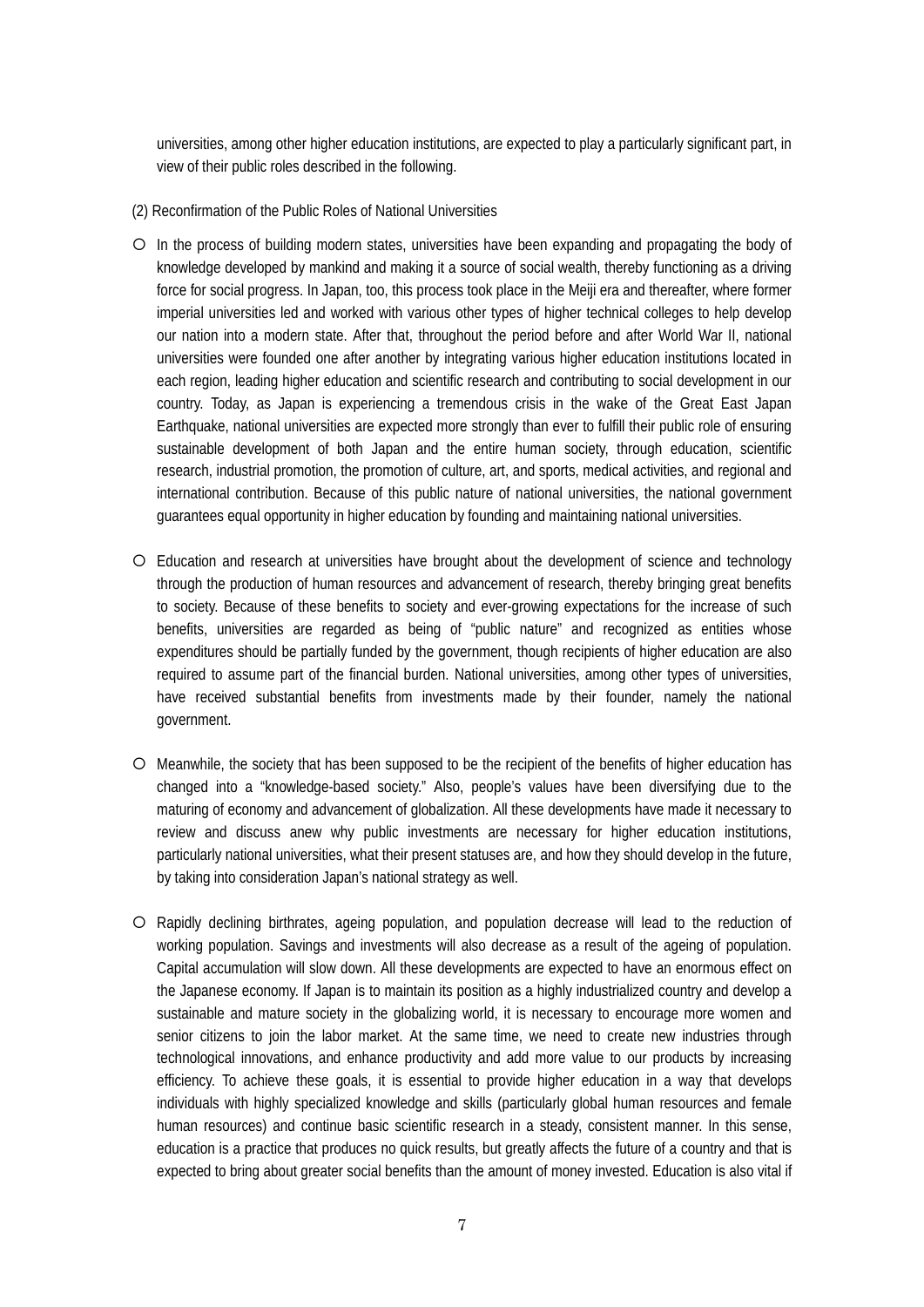universities, among other higher education institutions, are expected to play a particularly significant part, in view of their public roles described in the following.

(2) Reconfirmation of the Public Roles of National Universities

- In the process of building modern states, universities have been expanding and propagating the body of knowledge developed by mankind and making it a source of social wealth, thereby functioning as a driving force for social progress. In Japan, too, this process took place in the Meiji era and thereafter, where former imperial universities led and worked with various other types of higher technical colleges to help develop our nation into a modern state. After that, throughout the period before and after World War II, national universities were founded one after another by integrating various higher education institutions located in each region, leading higher education and scientific research and contributing to social development in our country. Today, as Japan is experiencing a tremendous crisis in the wake of the Great East Japan Earthquake, national universities are expected more strongly than ever to fulfill their public role of ensuring sustainable development of both Japan and the entire human society, through education, scientific research, industrial promotion, the promotion of culture, art, and sports, medical activities, and regional and international contribution. Because of this public nature of national universities, the national government guarantees equal opportunity in higher education by founding and maintaining national universities.

- Education and research at universities have brought about the development of science and technology through the production of human resources and advancement of research, thereby bringing great benefits to society. Because of these benefits to society and ever-growing expectations for the increase of such benefits, universities are regarded as being of "public nature" and recognized as entities whose expenditures should be partially funded by the government, though recipients of higher education are also required to assume part of the financial burden. National universities, among other types of universities, have received substantial benefits from investments made by their founder, namely the national government.

- Meanwhile, the society that has been supposed to be the recipient of the benefits of higher education has changed into a "knowledge-based society." Also, people's values have been diversifying due to the maturing of economy and advancement of globalization. All these developments have made it necessary to review and discuss anew why public investments are necessary for higher education institutions, particularly national universities, what their present statuses are, and how they should develop in the future, by taking into consideration Japan's national strategy as well.

- Rapidly declining birthrates, ageing population, and population decrease will lead to the reduction of working population. Savings and investments will also decrease as a result of the ageing of population. Capital accumulation will slow down. All these developments are expected to have an enormous effect on the Japanese economy. If Japan is to maintain its position as a highly industrialized country and develop a sustainable and mature society in the globalizing world, it is necessary to encourage more women and senior citizens to join the labor market. At the same time, we need to create new industries through technological innovations, and enhance productivity and add more value to our products by increasing efficiency. To achieve these goals, it is essential to provide higher education in a way that develops individuals with highly specialized knowledge and skills (particularly global human resources and female human resources) and continue basic scientific research in a steady, consistent manner. In this sense, education is a practice that produces no quick results, but greatly affects the future of a country and that is expected to bring about greater social benefits than the amount of money invested. Education is also vital if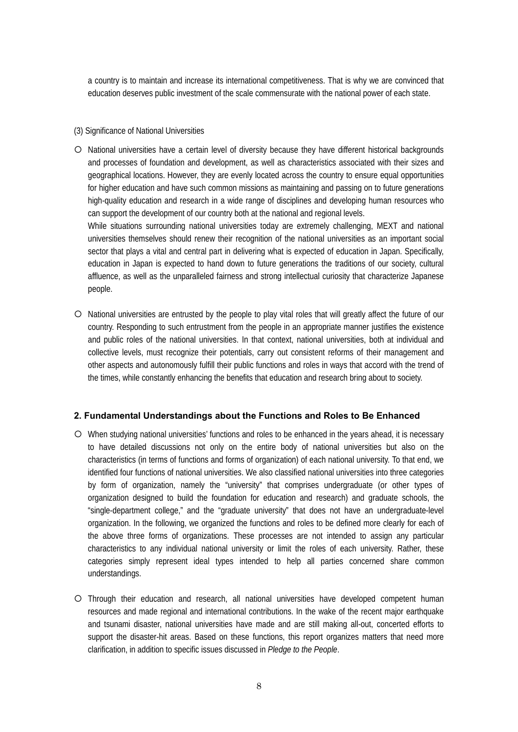a country is to maintain and increase its international competitiveness. That is why we are convinced that education deserves public investment of the scale commensurate with the national power of each state.

(3) Significance of National Universities

- National universities have a certain level of diversity because they have different historical backgrounds and processes of foundation and development, as well as characteristics associated with their sizes and geographical locations. However, they are evenly located across the country to ensure equal opportunities for higher education and have such common missions as maintaining and passing on to future generations high-quality education and research in a wide range of disciplines and developing human resources who can support the development of our country both at the national and regional levels.
  While situations surrounding national universities today are extremely challenging, MEXT and national universities themselves should renew their recognition of the national universities as an important social sector that plays a vital and central part in delivering what is expected of education in Japan. Specifically, education in Japan is expected to hand down to future generations the traditions of our society, cultural affluence, as well as the unparalleled fairness and strong intellectual curiosity that characterize Japanese people.

- National universities are entrusted by the people to play vital roles that will greatly affect the future of our country. Responding to such entrustment from the people in an appropriate manner justifies the existence and public roles of the national universities. In that context, national universities, both at individual and collective levels, must recognize their potentials, carry out consistent reforms of their management and other aspects and autonomously fulfill their public functions and roles in ways that accord with the trend of the times, while constantly enhancing the benefits that education and research bring about to society.

## 2. Fundamental Understandings about the Functions and Roles to Be Enhanced

- When studying national universities' functions and roles to be enhanced in the years ahead, it is necessary to have detailed discussions not only on the entire body of national universities but also on the characteristics (in terms of functions and forms of organization) of each national university. To that end, we identified four functions of national universities. We also classified national universities into three categories by form of organization, namely the "university" that comprises undergraduate (or other types of organization designed to build the foundation for education and research) and graduate schools, the "single-department college," and the "graduate university" that does not have an undergraduate-level organization. In the following, we organized the functions and roles to be defined more clearly for each of the above three forms of organizations. These processes are not intended to assign any particular characteristics to any individual national university or limit the roles of each university. Rather, these categories simply represent ideal types intended to help all parties concerned share common understandings.

- Through their education and research, all national universities have developed competent human resources and made regional and international contributions. In the wake of the recent major earthquake and tsunami disaster, national universities have made and are still making all-out, concerted efforts to support the disaster-hit areas. Based on these functions, this report organizes matters that need more clarification, in addition to specific issues discussed in *Pledge to the People*.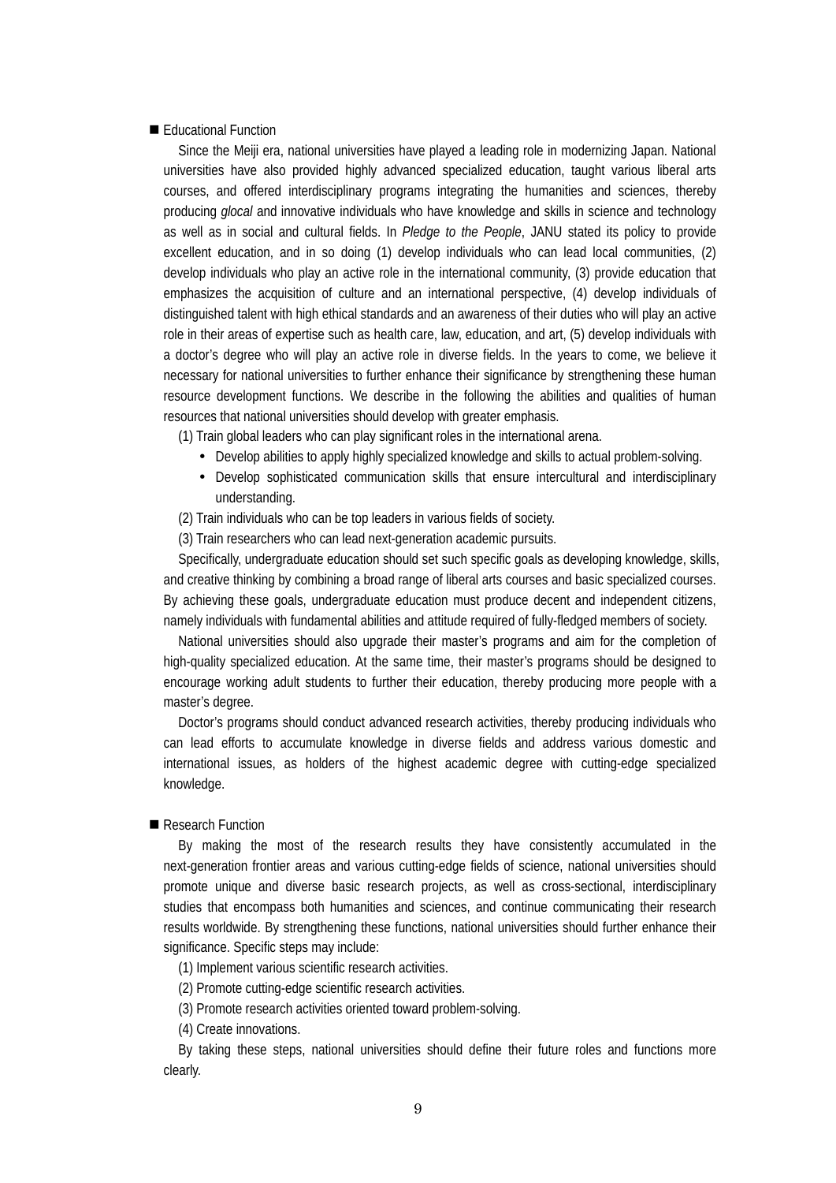■ Educational Function

Since the Meiji era, national universities have played a leading role in modernizing Japan. National universities have also provided highly advanced specialized education, taught various liberal arts courses, and offered interdisciplinary programs integrating the humanities and sciences, thereby producing *glocal* and innovative individuals who have knowledge and skills in science and technology as well as in social and cultural fields. In *Pledge to the People*, JANU stated its policy to provide excellent education, and in so doing (1) develop individuals who can lead local communities, (2) develop individuals who play an active role in the international community, (3) provide education that emphasizes the acquisition of culture and an international perspective, (4) develop individuals of distinguished talent with high ethical standards and an awareness of their duties who will play an active role in their areas of expertise such as health care, law, education, and art, (5) develop individuals with a doctor's degree who will play an active role in diverse fields. In the years to come, we believe it necessary for national universities to further enhance their significance by strengthening these human resource development functions. We describe in the following the abilities and qualities of human resources that national universities should develop with greater emphasis.

(1) Train global leaders who can play significant roles in the international arena.

- Develop abilities to apply highly specialized knowledge and skills to actual problem-solving.
- Develop sophisticated communication skills that ensure intercultural and interdisciplinary understanding.

(2) Train individuals who can be top leaders in various fields of society.

(3) Train researchers who can lead next-generation academic pursuits.

Specifically, undergraduate education should set such specific goals as developing knowledge, skills, and creative thinking by combining a broad range of liberal arts courses and basic specialized courses. By achieving these goals, undergraduate education must produce decent and independent citizens, namely individuals with fundamental abilities and attitude required of fully-fledged members of society.

National universities should also upgrade their master's programs and aim for the completion of high-quality specialized education. At the same time, their master's programs should be designed to encourage working adult students to further their education, thereby producing more people with a master's degree.

Doctor's programs should conduct advanced research activities, thereby producing individuals who can lead efforts to accumulate knowledge in diverse fields and address various domestic and international issues, as holders of the highest academic degree with cutting-edge specialized knowledge.

■ Research Function

By making the most of the research results they have consistently accumulated in the next-generation frontier areas and various cutting-edge fields of science, national universities should promote unique and diverse basic research projects, as well as cross-sectional, interdisciplinary studies that encompass both humanities and sciences, and continue communicating their research results worldwide. By strengthening these functions, national universities should further enhance their significance. Specific steps may include:

(1) Implement various scientific research activities.

(2) Promote cutting-edge scientific research activities.

(3) Promote research activities oriented toward problem-solving.

(4) Create innovations.

By taking these steps, national universities should define their future roles and functions more clearly.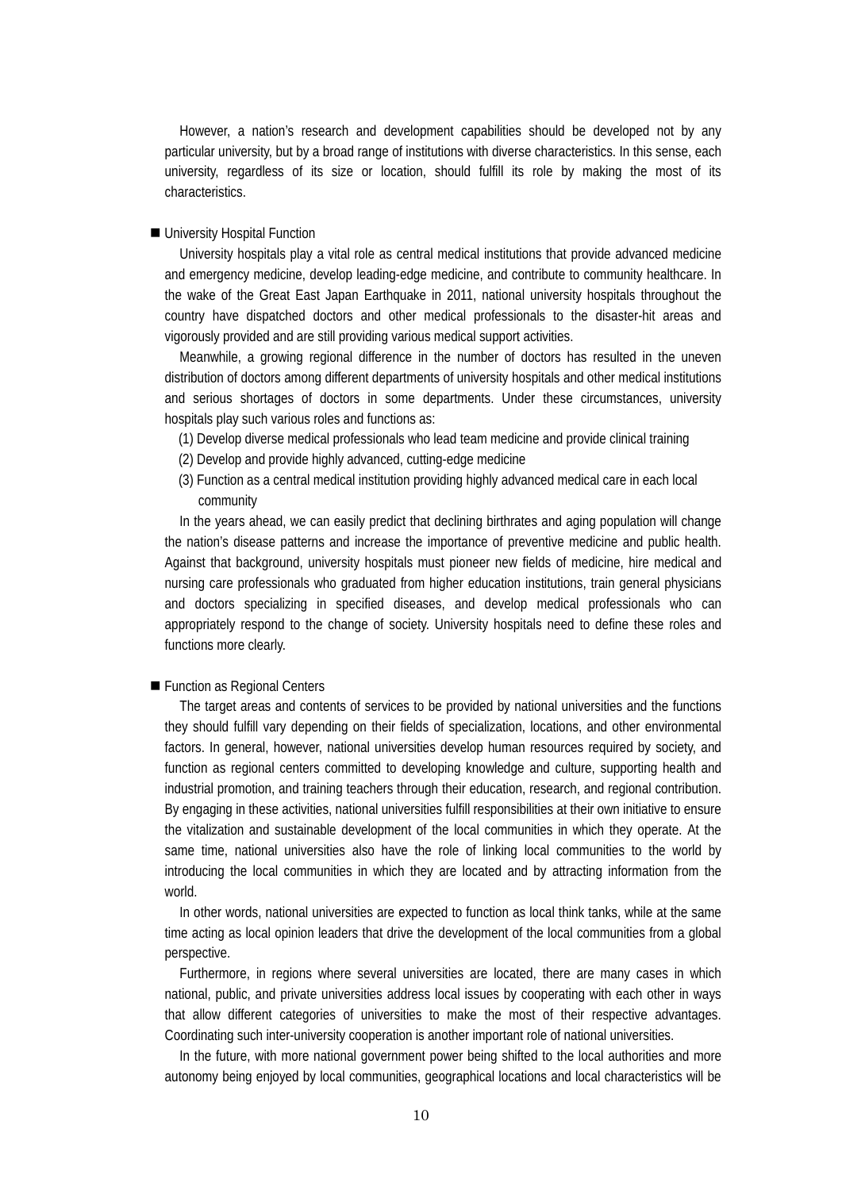However, a nation's research and development capabilities should be developed not by any particular university, but by a broad range of institutions with diverse characteristics. In this sense, each university, regardless of its size or location, should fulfill its role by making the most of its characteristics.

■ University Hospital Function

University hospitals play a vital role as central medical institutions that provide advanced medicine and emergency medicine, develop leading-edge medicine, and contribute to community healthcare. In the wake of the Great East Japan Earthquake in 2011, national university hospitals throughout the country have dispatched doctors and other medical professionals to the disaster-hit areas and vigorously provided and are still providing various medical support activities.

Meanwhile, a growing regional difference in the number of doctors has resulted in the uneven distribution of doctors among different departments of university hospitals and other medical institutions and serious shortages of doctors in some departments. Under these circumstances, university hospitals play such various roles and functions as:

(1) Develop diverse medical professionals who lead team medicine and provide clinical training
(2) Develop and provide highly advanced, cutting-edge medicine
(3) Function as a central medical institution providing highly advanced medical care in each local community

In the years ahead, we can easily predict that declining birthrates and aging population will change the nation's disease patterns and increase the importance of preventive medicine and public health. Against that background, university hospitals must pioneer new fields of medicine, hire medical and nursing care professionals who graduated from higher education institutions, train general physicians and doctors specializing in specified diseases, and develop medical professionals who can appropriately respond to the change of society. University hospitals need to define these roles and functions more clearly.

■ Function as Regional Centers

The target areas and contents of services to be provided by national universities and the functions they should fulfill vary depending on their fields of specialization, locations, and other environmental factors. In general, however, national universities develop human resources required by society, and function as regional centers committed to developing knowledge and culture, supporting health and industrial promotion, and training teachers through their education, research, and regional contribution. By engaging in these activities, national universities fulfill responsibilities at their own initiative to ensure the vitalization and sustainable development of the local communities in which they operate. At the same time, national universities also have the role of linking local communities to the world by introducing the local communities in which they are located and by attracting information from the world.

In other words, national universities are expected to function as local think tanks, while at the same time acting as local opinion leaders that drive the development of the local communities from a global perspective.

Furthermore, in regions where several universities are located, there are many cases in which national, public, and private universities address local issues by cooperating with each other in ways that allow different categories of universities to make the most of their respective advantages. Coordinating such inter-university cooperation is another important role of national universities.

In the future, with more national government power being shifted to the local authorities and more autonomy being enjoyed by local communities, geographical locations and local characteristics will be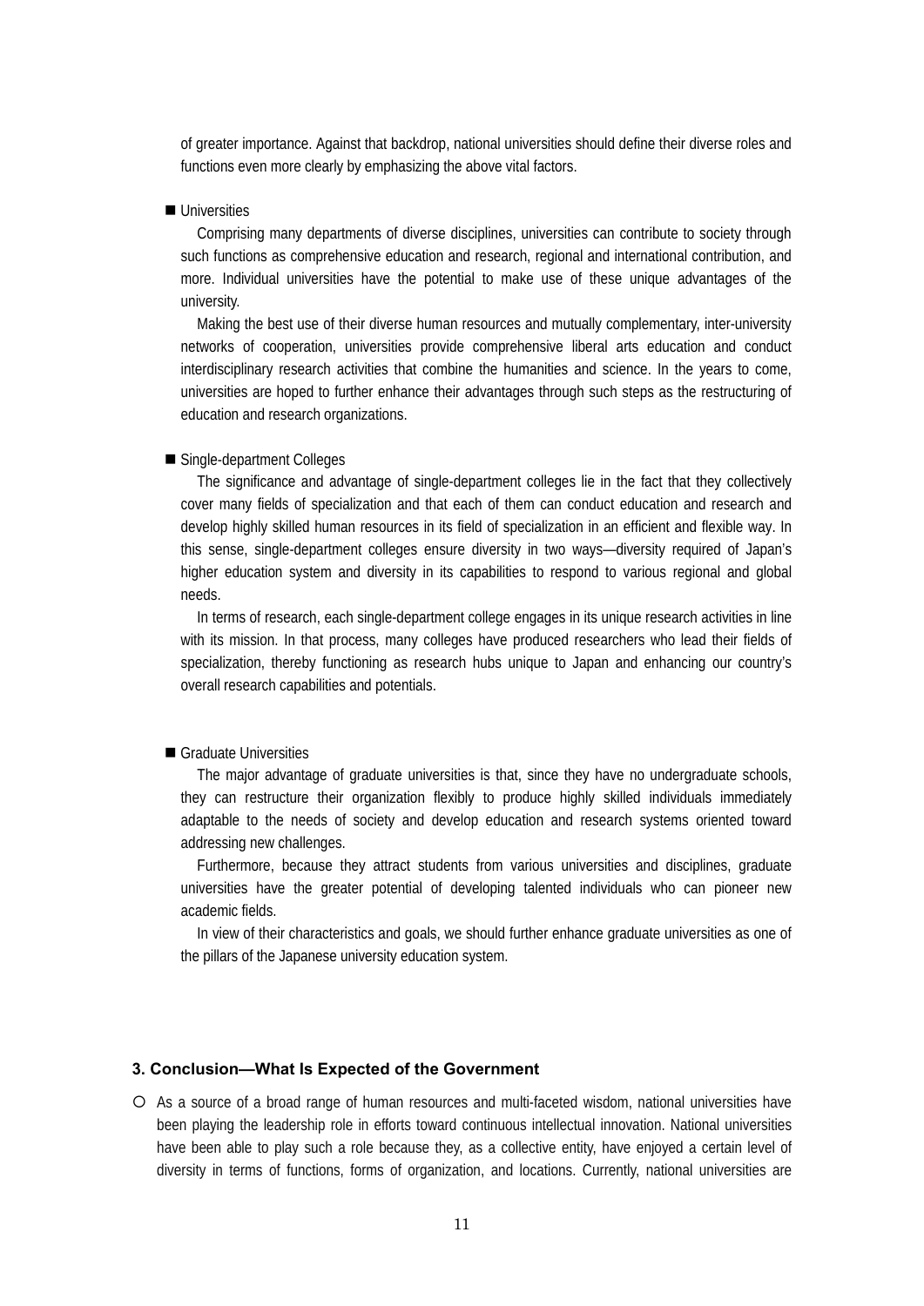of greater importance. Against that backdrop, national universities should define their diverse roles and functions even more clearly by emphasizing the above vital factors.

■ Universities

Comprising many departments of diverse disciplines, universities can contribute to society through such functions as comprehensive education and research, regional and international contribution, and more. Individual universities have the potential to make use of these unique advantages of the university.

Making the best use of their diverse human resources and mutually complementary, inter-university networks of cooperation, universities provide comprehensive liberal arts education and conduct interdisciplinary research activities that combine the humanities and science. In the years to come, universities are hoped to further enhance their advantages through such steps as the restructuring of education and research organizations.

■ Single-department Colleges

The significance and advantage of single-department colleges lie in the fact that they collectively cover many fields of specialization and that each of them can conduct education and research and develop highly skilled human resources in its field of specialization in an efficient and flexible way. In this sense, single-department colleges ensure diversity in two ways—diversity required of Japan's higher education system and diversity in its capabilities to respond to various regional and global needs.

In terms of research, each single-department college engages in its unique research activities in line with its mission. In that process, many colleges have produced researchers who lead their fields of specialization, thereby functioning as research hubs unique to Japan and enhancing our country's overall research capabilities and potentials.

■ Graduate Universities

The major advantage of graduate universities is that, since they have no undergraduate schools, they can restructure their organization flexibly to produce highly skilled individuals immediately adaptable to the needs of society and develop education and research systems oriented toward addressing new challenges.

Furthermore, because they attract students from various universities and disciplines, graduate universities have the greater potential of developing talented individuals who can pioneer new academic fields.

In view of their characteristics and goals, we should further enhance graduate universities as one of the pillars of the Japanese university education system.

### 3. Conclusion—What Is Expected of the Government

○ As a source of a broad range of human resources and multi-faceted wisdom, national universities have been playing the leadership role in efforts toward continuous intellectual innovation. National universities have been able to play such a role because they, as a collective entity, have enjoyed a certain level of diversity in terms of functions, forms of organization, and locations. Currently, national universities are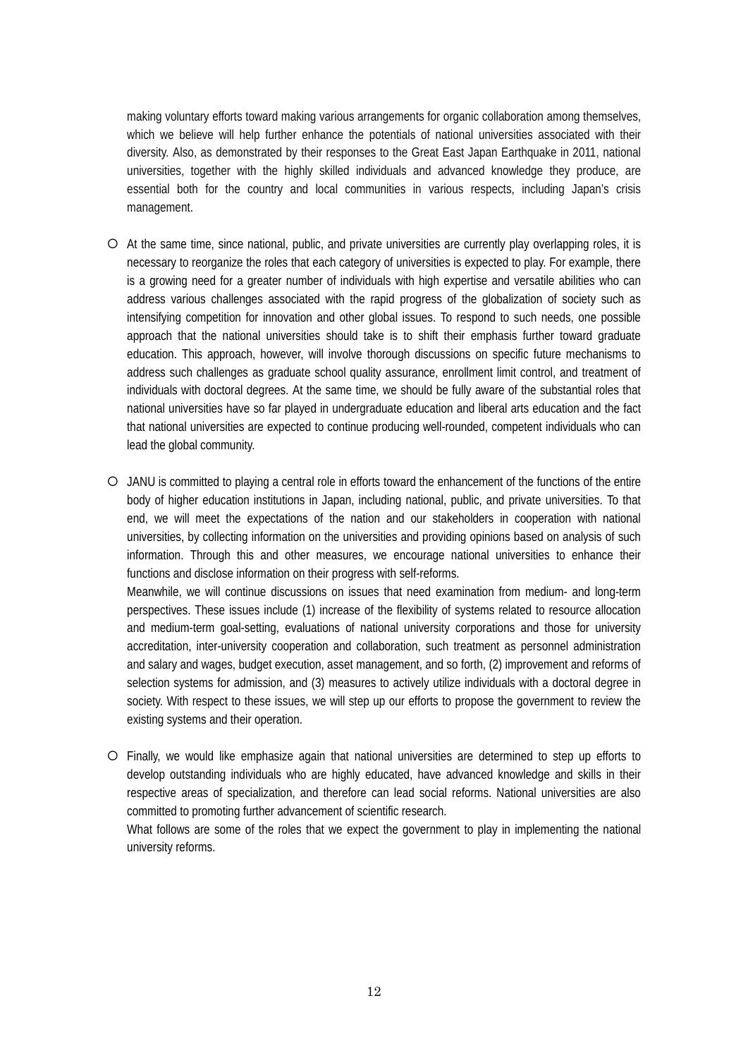making voluntary efforts toward making various arrangements for organic collaboration among themselves, which we believe will help further enhance the potentials of national universities associated with their diversity. Also, as demonstrated by their responses to the Great East Japan Earthquake in 2011, national universities, together with the highly skilled individuals and advanced knowledge they produce, are essential both for the country and local communities in various respects, including Japan's crisis management.

- At the same time, since national, public, and private universities are currently play overlapping roles, it is necessary to reorganize the roles that each category of universities is expected to play. For example, there is a growing need for a greater number of individuals with high expertise and versatile abilities who can address various challenges associated with the rapid progress of the globalization of society such as intensifying competition for innovation and other global issues. To respond to such needs, one possible approach that the national universities should take is to shift their emphasis further toward graduate education. This approach, however, will involve thorough discussions on specific future mechanisms to address such challenges as graduate school quality assurance, enrollment limit control, and treatment of individuals with doctoral degrees. At the same time, we should be fully aware of the substantial roles that national universities have so far played in undergraduate education and liberal arts education and the fact that national universities are expected to continue producing well-rounded, competent individuals who can lead the global community.

- JANU is committed to playing a central role in efforts toward the enhancement of the functions of the entire body of higher education institutions in Japan, including national, public, and private universities. To that end, we will meet the expectations of the nation and our stakeholders in cooperation with national universities, by collecting information on the universities and providing opinions based on analysis of such information. Through this and other measures, we encourage national universities to enhance their functions and disclose information on their progress with self-reforms.

  Meanwhile, we will continue discussions on issues that need examination from medium- and long-term perspectives. These issues include (1) increase of the flexibility of systems related to resource allocation and medium-term goal-setting, evaluations of national university corporations and those for university accreditation, inter-university cooperation and collaboration, such treatment as personnel administration and salary and wages, budget execution, asset management, and so forth, (2) improvement and reforms of selection systems for admission, and (3) measures to actively utilize individuals with a doctoral degree in society. With respect to these issues, we will step up our efforts to propose the government to review the existing systems and their operation.

- Finally, we would like emphasize again that national universities are determined to step up efforts to develop outstanding individuals who are highly educated, have advanced knowledge and skills in their respective areas of specialization, and therefore can lead social reforms. National universities are also committed to promoting further advancement of scientific research.

  What follows are some of the roles that we expect the government to play in implementing the national university reforms.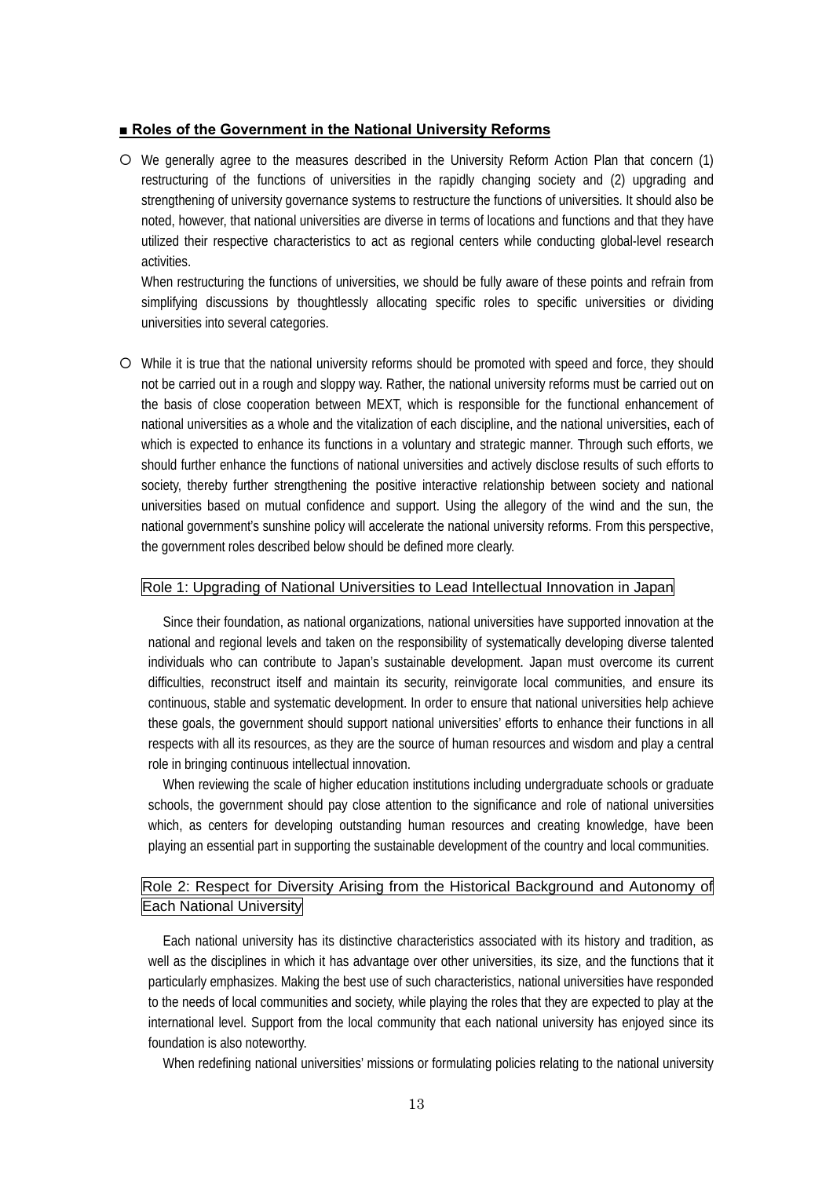## ■ Roles of the Government in the National University Reforms

- We generally agree to the measures described in the University Reform Action Plan that concern (1) restructuring of the functions of universities in the rapidly changing society and (2) upgrading and strengthening of university governance systems to restructure the functions of universities. It should also be noted, however, that national universities are diverse in terms of locations and functions and that they have utilized their respective characteristics to act as regional centers while conducting global-level research activities.

  When restructuring the functions of universities, we should be fully aware of these points and refrain from simplifying discussions by thoughtlessly allocating specific roles to specific universities or dividing universities into several categories.

- While it is true that the national university reforms should be promoted with speed and force, they should not be carried out in a rough and sloppy way. Rather, the national university reforms must be carried out on the basis of close cooperation between MEXT, which is responsible for the functional enhancement of national universities as a whole and the vitalization of each discipline, and the national universities, each of which is expected to enhance its functions in a voluntary and strategic manner. Through such efforts, we should further enhance the functions of national universities and actively disclose results of such efforts to society, thereby further strengthening the positive interactive relationship between society and national universities based on mutual confidence and support. Using the allegory of the wind and the sun, the national government's sunshine policy will accelerate the national university reforms. From this perspective, the government roles described below should be defined more clearly.

### Role 1: Upgrading of National Universities to Lead Intellectual Innovation in Japan

Since their foundation, as national organizations, national universities have supported innovation at the national and regional levels and taken on the responsibility of systematically developing diverse talented individuals who can contribute to Japan's sustainable development. Japan must overcome its current difficulties, reconstruct itself and maintain its security, reinvigorate local communities, and ensure its continuous, stable and systematic development. In order to ensure that national universities help achieve these goals, the government should support national universities' efforts to enhance their functions in all respects with all its resources, as they are the source of human resources and wisdom and play a central role in bringing continuous intellectual innovation.

When reviewing the scale of higher education institutions including undergraduate schools or graduate schools, the government should pay close attention to the significance and role of national universities which, as centers for developing outstanding human resources and creating knowledge, have been playing an essential part in supporting the sustainable development of the country and local communities.

### Role 2: Respect for Diversity Arising from the Historical Background and Autonomy of Each National University

Each national university has its distinctive characteristics associated with its history and tradition, as well as the disciplines in which it has advantage over other universities, its size, and the functions that it particularly emphasizes. Making the best use of such characteristics, national universities have responded to the needs of local communities and society, while playing the roles that they are expected to play at the international level. Support from the local community that each national university has enjoyed since its foundation is also noteworthy.

When redefining national universities' missions or formulating policies relating to the national university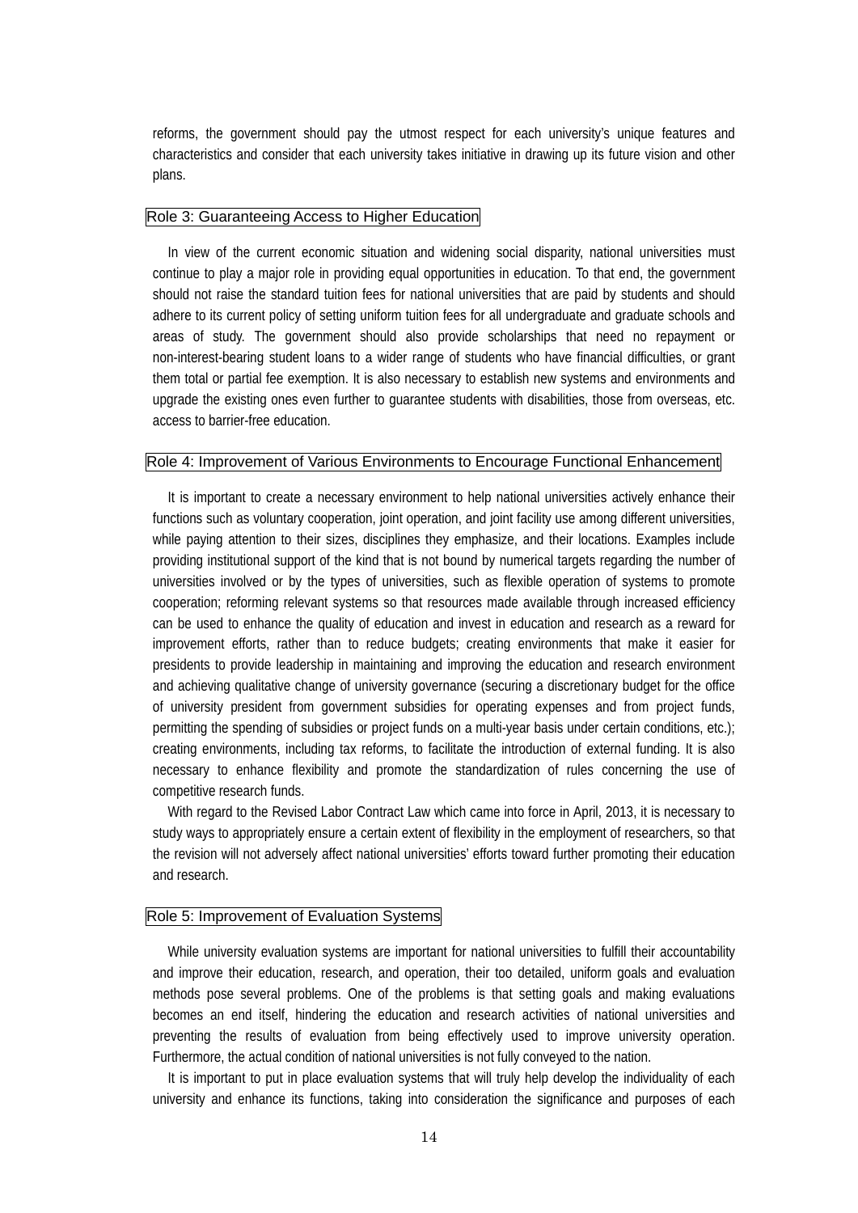reforms, the government should pay the utmost respect for each university's unique features and characteristics and consider that each university takes initiative in drawing up its future vision and other plans.

### Role 3: Guaranteeing Access to Higher Education

In view of the current economic situation and widening social disparity, national universities must continue to play a major role in providing equal opportunities in education. To that end, the government should not raise the standard tuition fees for national universities that are paid by students and should adhere to its current policy of setting uniform tuition fees for all undergraduate and graduate schools and areas of study. The government should also provide scholarships that need no repayment or non-interest-bearing student loans to a wider range of students who have financial difficulties, or grant them total or partial fee exemption. It is also necessary to establish new systems and environments and upgrade the existing ones even further to guarantee students with disabilities, those from overseas, etc. access to barrier-free education.

### Role 4: Improvement of Various Environments to Encourage Functional Enhancement

It is important to create a necessary environment to help national universities actively enhance their functions such as voluntary cooperation, joint operation, and joint facility use among different universities, while paying attention to their sizes, disciplines they emphasize, and their locations. Examples include providing institutional support of the kind that is not bound by numerical targets regarding the number of universities involved or by the types of universities, such as flexible operation of systems to promote cooperation; reforming relevant systems so that resources made available through increased efficiency can be used to enhance the quality of education and invest in education and research as a reward for improvement efforts, rather than to reduce budgets; creating environments that make it easier for presidents to provide leadership in maintaining and improving the education and research environment and achieving qualitative change of university governance (securing a discretionary budget for the office of university president from government subsidies for operating expenses and from project funds, permitting the spending of subsidies or project funds on a multi-year basis under certain conditions, etc.); creating environments, including tax reforms, to facilitate the introduction of external funding. It is also necessary to enhance flexibility and promote the standardization of rules concerning the use of competitive research funds.

With regard to the Revised Labor Contract Law which came into force in April, 2013, it is necessary to study ways to appropriately ensure a certain extent of flexibility in the employment of researchers, so that the revision will not adversely affect national universities' efforts toward further promoting their education and research.

### Role 5: Improvement of Evaluation Systems

While university evaluation systems are important for national universities to fulfill their accountability and improve their education, research, and operation, their too detailed, uniform goals and evaluation methods pose several problems. One of the problems is that setting goals and making evaluations becomes an end itself, hindering the education and research activities of national universities and preventing the results of evaluation from being effectively used to improve university operation. Furthermore, the actual condition of national universities is not fully conveyed to the nation.

It is important to put in place evaluation systems that will truly help develop the individuality of each university and enhance its functions, taking into consideration the significance and purposes of each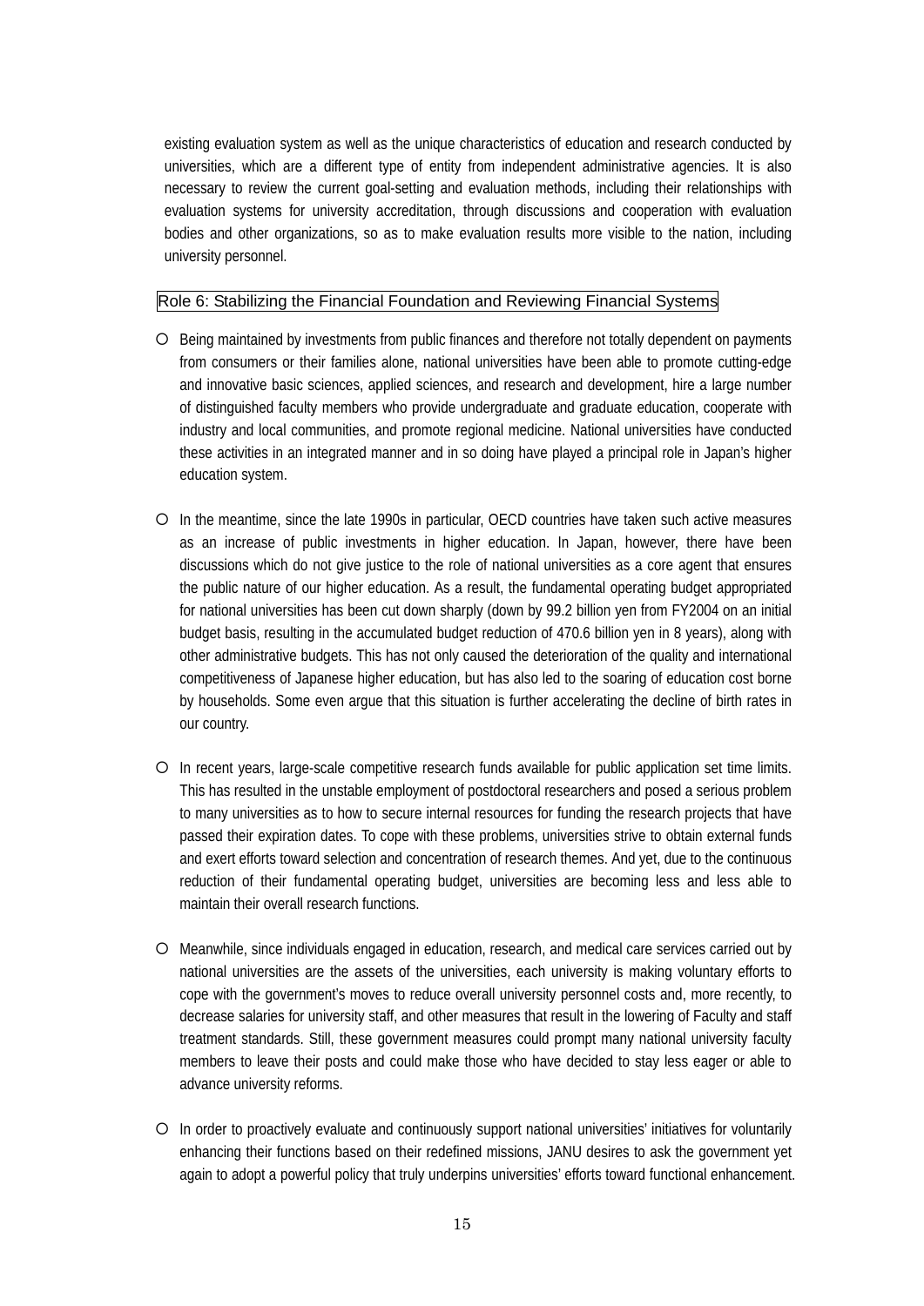existing evaluation system as well as the unique characteristics of education and research conducted by universities, which are a different type of entity from independent administrative agencies. It is also necessary to review the current goal-setting and evaluation methods, including their relationships with evaluation systems for university accreditation, through discussions and cooperation with evaluation bodies and other organizations, so as to make evaluation results more visible to the nation, including university personnel.

## Role 6: Stabilizing the Financial Foundation and Reviewing Financial Systems

- Being maintained by investments from public finances and therefore not totally dependent on payments from consumers or their families alone, national universities have been able to promote cutting-edge and innovative basic sciences, applied sciences, and research and development, hire a large number of distinguished faculty members who provide undergraduate and graduate education, cooperate with industry and local communities, and promote regional medicine. National universities have conducted these activities in an integrated manner and in so doing have played a principal role in Japan's higher education system.

- In the meantime, since the late 1990s in particular, OECD countries have taken such active measures as an increase of public investments in higher education. In Japan, however, there have been discussions which do not give justice to the role of national universities as a core agent that ensures the public nature of our higher education. As a result, the fundamental operating budget appropriated for national universities has been cut down sharply (down by 99.2 billion yen from FY2004 on an initial budget basis, resulting in the accumulated budget reduction of 470.6 billion yen in 8 years), along with other administrative budgets. This has not only caused the deterioration of the quality and international competitiveness of Japanese higher education, but has also led to the soaring of education cost borne by households. Some even argue that this situation is further accelerating the decline of birth rates in our country.

- In recent years, large-scale competitive research funds available for public application set time limits. This has resulted in the unstable employment of postdoctoral researchers and posed a serious problem to many universities as to how to secure internal resources for funding the research projects that have passed their expiration dates. To cope with these problems, universities strive to obtain external funds and exert efforts toward selection and concentration of research themes. And yet, due to the continuous reduction of their fundamental operating budget, universities are becoming less and less able to maintain their overall research functions.

- Meanwhile, since individuals engaged in education, research, and medical care services carried out by national universities are the assets of the universities, each university is making voluntary efforts to cope with the government's moves to reduce overall university personnel costs and, more recently, to decrease salaries for university staff, and other measures that result in the lowering of Faculty and staff treatment standards. Still, these government measures could prompt many national university faculty members to leave their posts and could make those who have decided to stay less eager or able to advance university reforms.

- In order to proactively evaluate and continuously support national universities' initiatives for voluntarily enhancing their functions based on their redefined missions, JANU desires to ask the government yet again to adopt a powerful policy that truly underpins universities' efforts toward functional enhancement.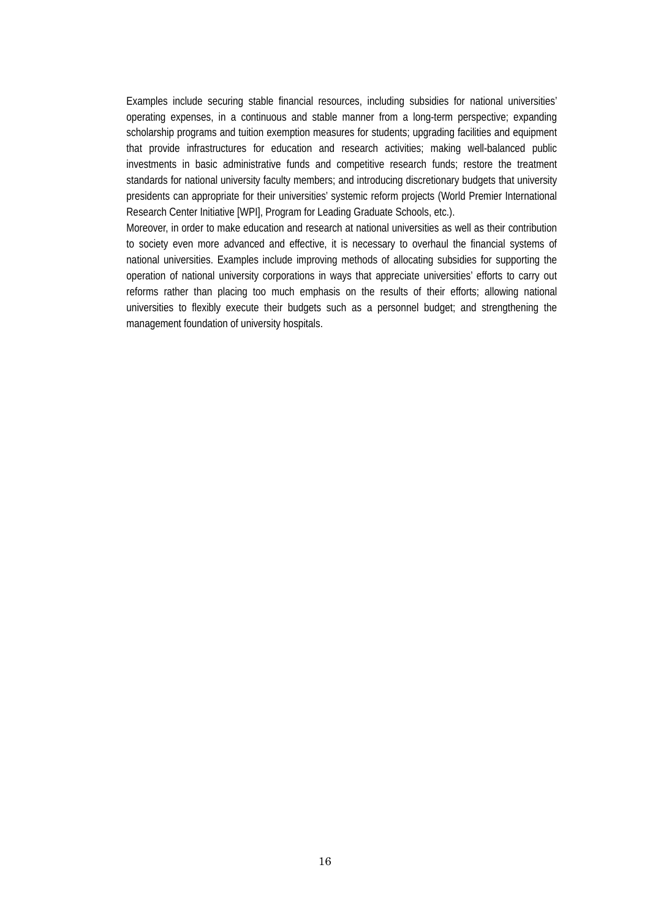Examples include securing stable financial resources, including subsidies for national universities' operating expenses, in a continuous and stable manner from a long-term perspective; expanding scholarship programs and tuition exemption measures for students; upgrading facilities and equipment that provide infrastructures for education and research activities; making well-balanced public investments in basic administrative funds and competitive research funds; restore the treatment standards for national university faculty members; and introducing discretionary budgets that university presidents can appropriate for their universities' systemic reform projects (World Premier International Research Center Initiative [WPI], Program for Leading Graduate Schools, etc.).

Moreover, in order to make education and research at national universities as well as their contribution to society even more advanced and effective, it is necessary to overhaul the financial systems of national universities. Examples include improving methods of allocating subsidies for supporting the operation of national university corporations in ways that appreciate universities' efforts to carry out reforms rather than placing too much emphasis on the results of their efforts; allowing national universities to flexibly execute their budgets such as a personnel budget; and strengthening the management foundation of university hospitals.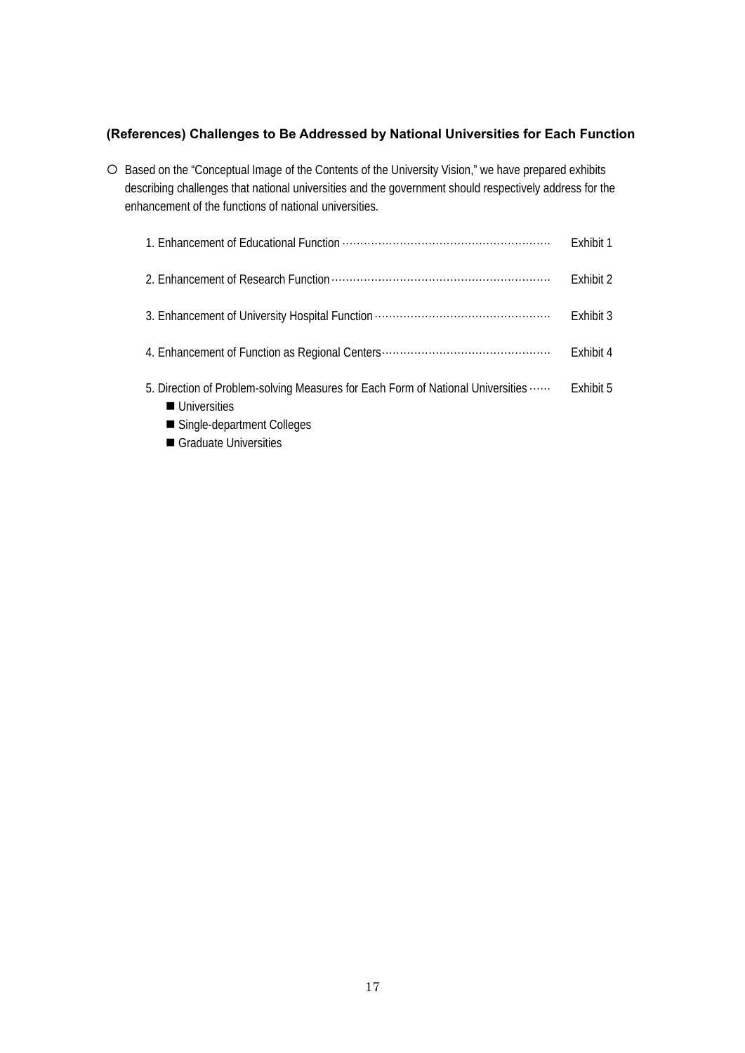### (References) Challenges to Be Addressed by National Universities for Each Function

○ Based on the "Conceptual Image of the Contents of the University Vision," we have prepared exhibits describing challenges that national universities and the government should respectively address for the enhancement of the functions of national universities.

1. Enhancement of Educational Function ························································ Exhibit 1

2. Enhancement of Research Function ························································· Exhibit 2

3. Enhancement of University Hospital Function ············································ Exhibit 3

4. Enhancement of Function as Regional Centers ··········································· Exhibit 4

5. Direction of Problem-solving Measures for Each Form of National Universities ······ Exhibit 5
   - ■ Universities
   - ■ Single-department Colleges
   - ■ Graduate Universities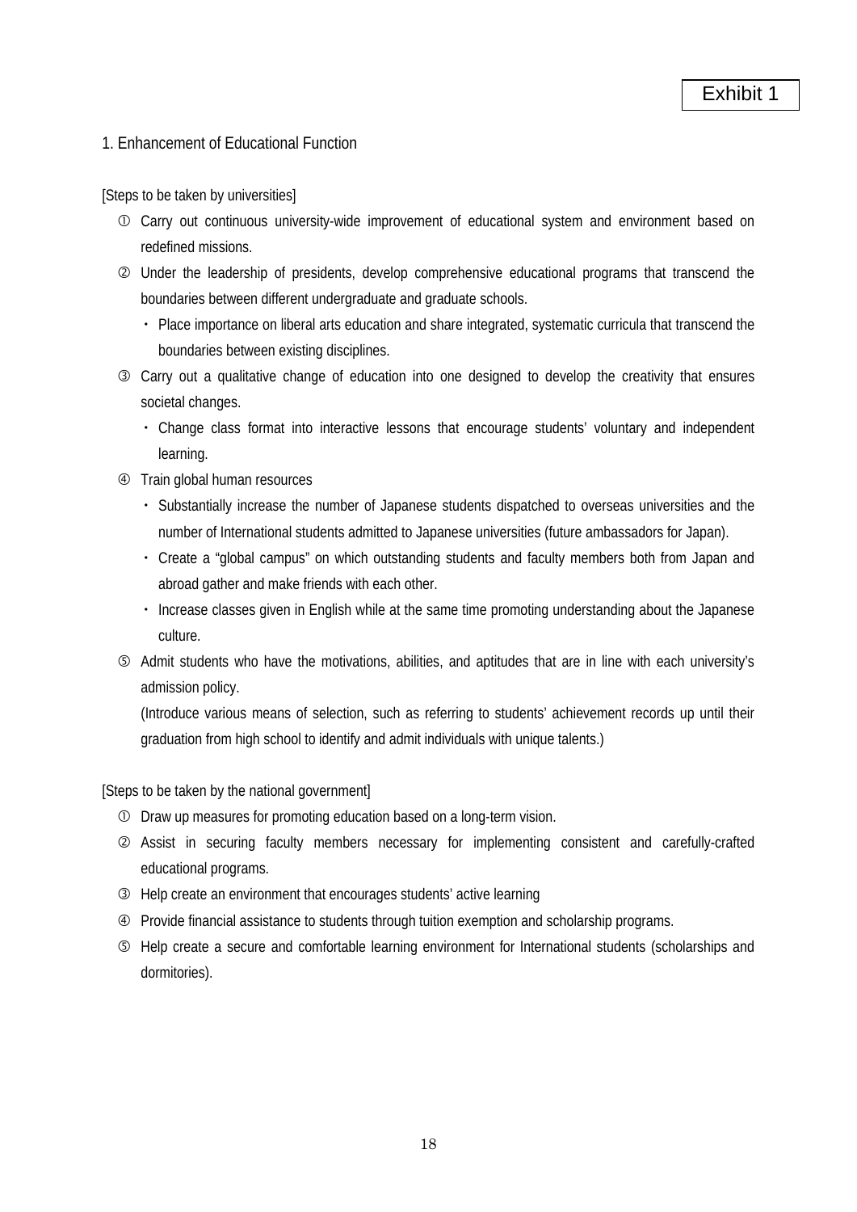Exhibit 1

## 1. Enhancement of Educational Function

[Steps to be taken by universities]

① Carry out continuous university-wide improvement of educational system and environment based on redefined missions.

② Under the leadership of presidents, develop comprehensive educational programs that transcend the boundaries between different undergraduate and graduate schools.

- Place importance on liberal arts education and share integrated, systematic curricula that transcend the boundaries between existing disciplines.

③ Carry out a qualitative change of education into one designed to develop the creativity that ensures societal changes.

- Change class format into interactive lessons that encourage students' voluntary and independent learning.

④ Train global human resources

- Substantially increase the number of Japanese students dispatched to overseas universities and the number of International students admitted to Japanese universities (future ambassadors for Japan).
- Create a "global campus" on which outstanding students and faculty members both from Japan and abroad gather and make friends with each other.
- Increase classes given in English while at the same time promoting understanding about the Japanese culture.

⑤ Admit students who have the motivations, abilities, and aptitudes that are in line with each university's admission policy.

(Introduce various means of selection, such as referring to students' achievement records up until their graduation from high school to identify and admit individuals with unique talents.)

[Steps to be taken by the national government]

① Draw up measures for promoting education based on a long-term vision.

② Assist in securing faculty members necessary for implementing consistent and carefully-crafted educational programs.

③ Help create an environment that encourages students' active learning

④ Provide financial assistance to students through tuition exemption and scholarship programs.

⑤ Help create a secure and comfortable learning environment for International students (scholarships and dormitories).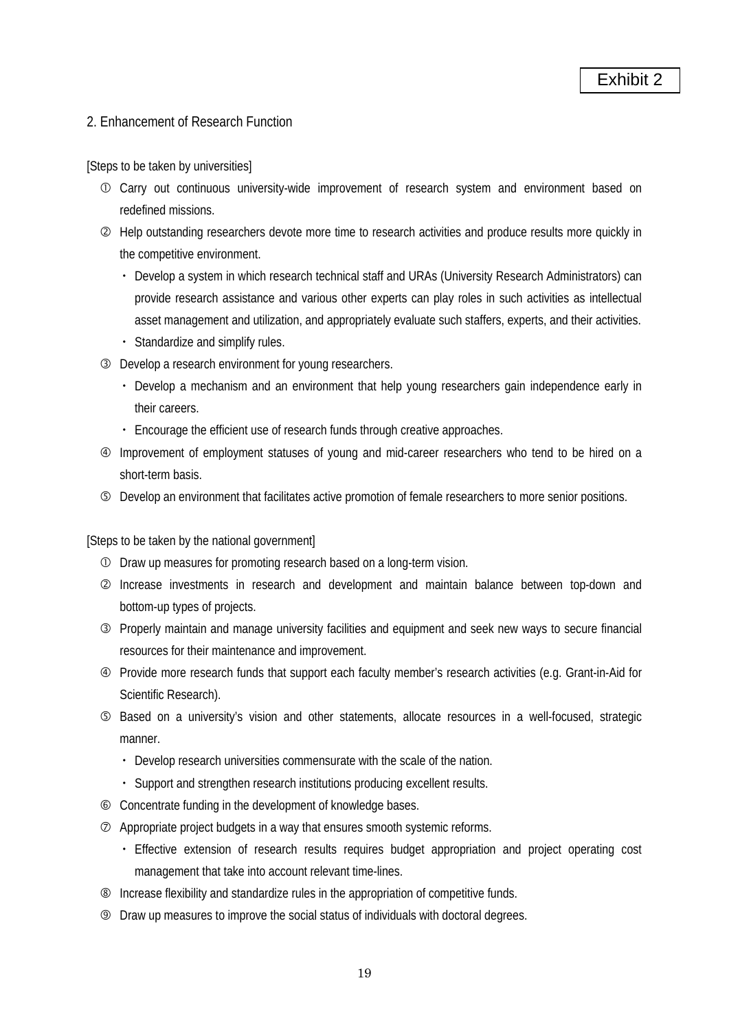Exhibit 2

## 2. Enhancement of Research Function

[Steps to be taken by universities]

① Carry out continuous university-wide improvement of research system and environment based on redefined missions.

② Help outstanding researchers devote more time to research activities and produce results more quickly in the competitive environment.

- Develop a system in which research technical staff and URAs (University Research Administrators) can provide research assistance and various other experts can play roles in such activities as intellectual asset management and utilization, and appropriately evaluate such staffers, experts, and their activities.
- Standardize and simplify rules.

③ Develop a research environment for young researchers.

- Develop a mechanism and an environment that help young researchers gain independence early in their careers.
- Encourage the efficient use of research funds through creative approaches.

④ Improvement of employment statuses of young and mid-career researchers who tend to be hired on a short-term basis.

⑤ Develop an environment that facilitates active promotion of female researchers to more senior positions.

[Steps to be taken by the national government]

① Draw up measures for promoting research based on a long-term vision.

② Increase investments in research and development and maintain balance between top-down and bottom-up types of projects.

③ Properly maintain and manage university facilities and equipment and seek new ways to secure financial resources for their maintenance and improvement.

④ Provide more research funds that support each faculty member's research activities (e.g. Grant-in-Aid for Scientific Research).

⑤ Based on a university's vision and other statements, allocate resources in a well-focused, strategic manner.

- Develop research universities commensurate with the scale of the nation.
- Support and strengthen research institutions producing excellent results.

⑥ Concentrate funding in the development of knowledge bases.

⑦ Appropriate project budgets in a way that ensures smooth systemic reforms.

- Effective extension of research results requires budget appropriation and project operating cost management that take into account relevant time-lines.

⑧ Increase flexibility and standardize rules in the appropriation of competitive funds.

⑨ Draw up measures to improve the social status of individuals with doctoral degrees.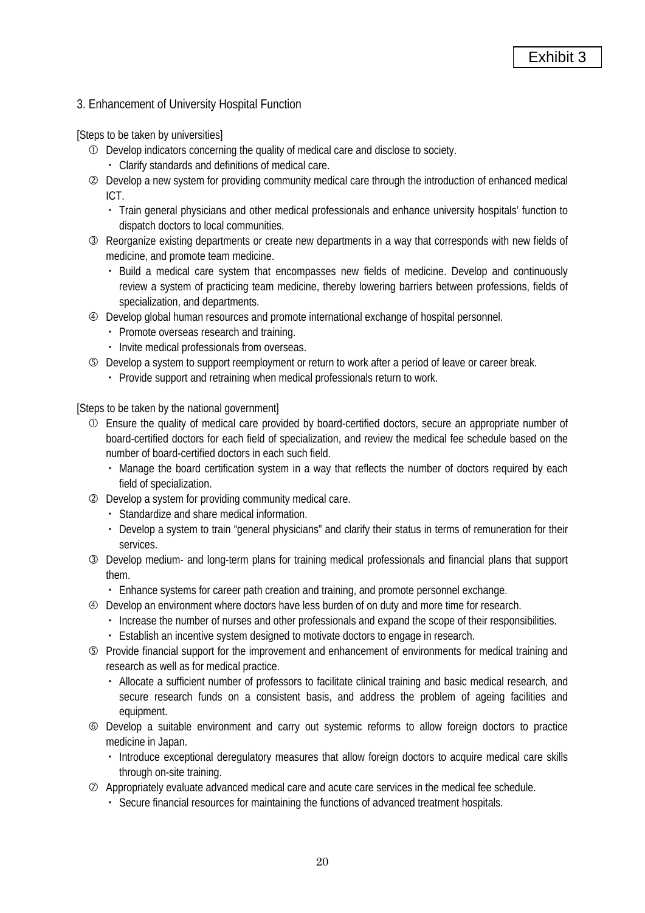Exhibit 3

## 3. Enhancement of University Hospital Function

[Steps to be taken by universities]

① Develop indicators concerning the quality of medical care and disclose to society.
  - Clarify standards and definitions of medical care.

② Develop a new system for providing community medical care through the introduction of enhanced medical ICT.
  - Train general physicians and other medical professionals and enhance university hospitals' function to dispatch doctors to local communities.

③ Reorganize existing departments or create new departments in a way that corresponds with new fields of medicine, and promote team medicine.
  - Build a medical care system that encompasses new fields of medicine. Develop and continuously review a system of practicing team medicine, thereby lowering barriers between professions, fields of specialization, and departments.

④ Develop global human resources and promote international exchange of hospital personnel.
  - Promote overseas research and training.
  - Invite medical professionals from overseas.

⑤ Develop a system to support reemployment or return to work after a period of leave or career break.
  - Provide support and retraining when medical professionals return to work.

[Steps to be taken by the national government]

① Ensure the quality of medical care provided by board-certified doctors, secure an appropriate number of board-certified doctors for each field of specialization, and review the medical fee schedule based on the number of board-certified doctors in each such field.
  - Manage the board certification system in a way that reflects the number of doctors required by each field of specialization.

② Develop a system for providing community medical care.
  - Standardize and share medical information.
  - Develop a system to train "general physicians" and clarify their status in terms of remuneration for their services.

③ Develop medium- and long-term plans for training medical professionals and financial plans that support them.
  - Enhance systems for career path creation and training, and promote personnel exchange.

④ Develop an environment where doctors have less burden of on duty and more time for research.
  - Increase the number of nurses and other professionals and expand the scope of their responsibilities.
  - Establish an incentive system designed to motivate doctors to engage in research.

⑤ Provide financial support for the improvement and enhancement of environments for medical training and research as well as for medical practice.
  - Allocate a sufficient number of professors to facilitate clinical training and basic medical research, and secure research funds on a consistent basis, and address the problem of ageing facilities and equipment.

⑥ Develop a suitable environment and carry out systemic reforms to allow foreign doctors to practice medicine in Japan.
  - Introduce exceptional deregulatory measures that allow foreign doctors to acquire medical care skills through on-site training.

⑦ Appropriately evaluate advanced medical care and acute care services in the medical fee schedule.
  - Secure financial resources for maintaining the functions of advanced treatment hospitals.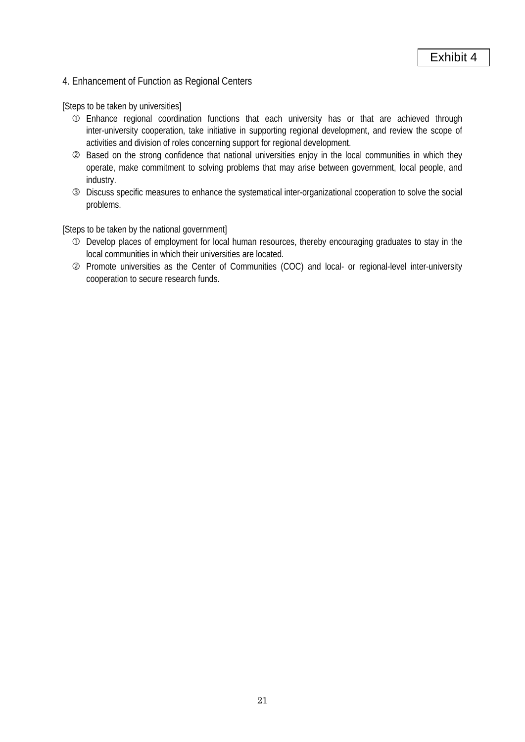Exhibit 4

## 4. Enhancement of Function as Regional Centers

[Steps to be taken by universities]

① Enhance regional coordination functions that each university has or that are achieved through inter-university cooperation, take initiative in supporting regional development, and review the scope of activities and division of roles concerning support for regional development.

② Based on the strong confidence that national universities enjoy in the local communities in which they operate, make commitment to solving problems that may arise between government, local people, and industry.

③ Discuss specific measures to enhance the systematical inter-organizational cooperation to solve the social problems.

[Steps to be taken by the national government]

① Develop places of employment for local human resources, thereby encouraging graduates to stay in the local communities in which their universities are located.

② Promote universities as the Center of Communities (COC) and local- or regional-level inter-university cooperation to secure research funds.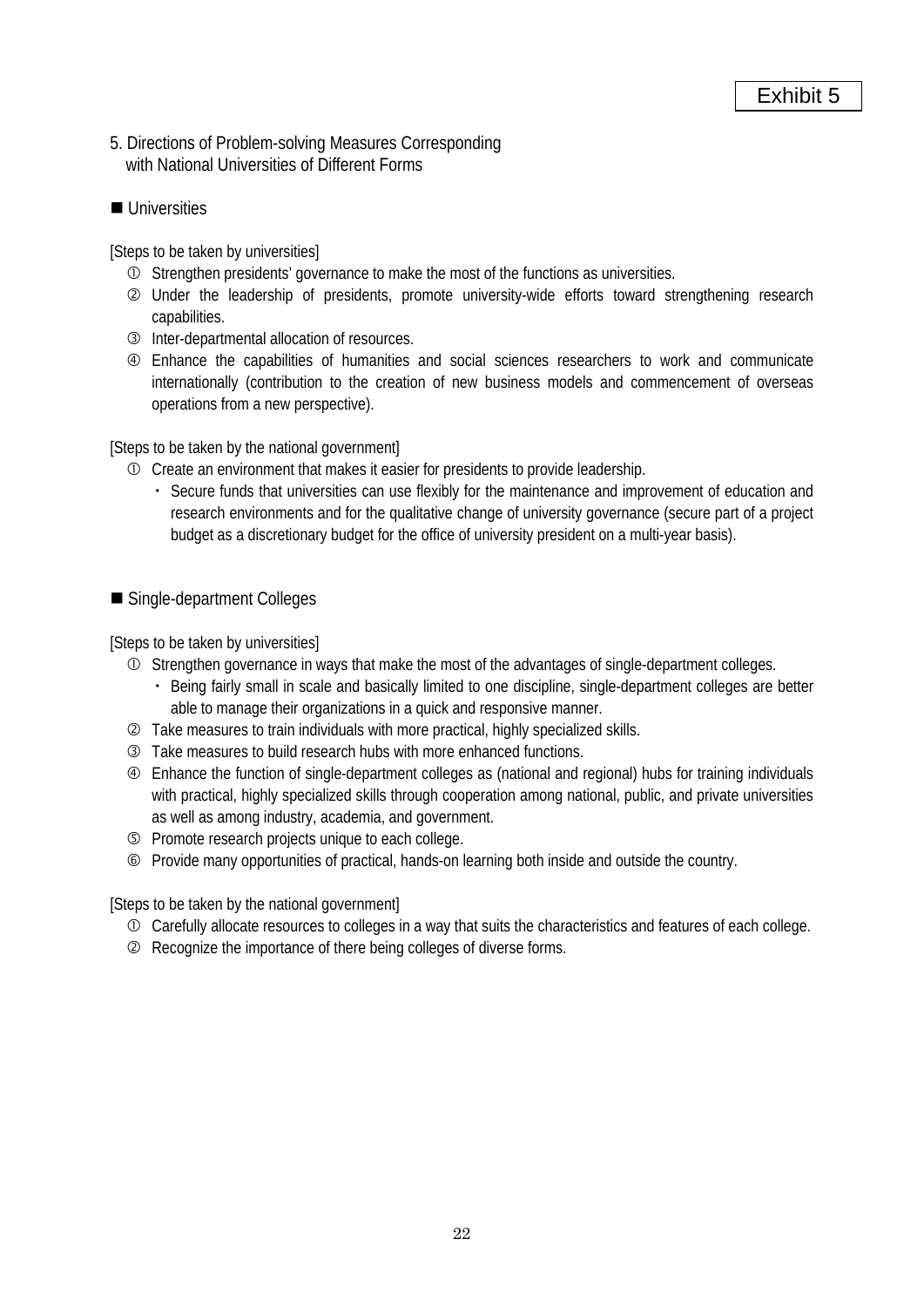Exhibit 5

## 5. Directions of Problem-solving Measures Corresponding with National Universities of Different Forms

### ■ Universities

[Steps to be taken by universities]

① Strengthen presidents' governance to make the most of the functions as universities.

② Under the leadership of presidents, promote university-wide efforts toward strengthening research capabilities.

③ Inter-departmental allocation of resources.

④ Enhance the capabilities of humanities and social sciences researchers to work and communicate internationally (contribution to the creation of new business models and commencement of overseas operations from a new perspective).

[Steps to be taken by the national government]

① Create an environment that makes it easier for presidents to provide leadership.
- Secure funds that universities can use flexibly for the maintenance and improvement of education and research environments and for the qualitative change of university governance (secure part of a project budget as a discretionary budget for the office of university president on a multi-year basis).

### ■ Single-department Colleges

[Steps to be taken by universities]

① Strengthen governance in ways that make the most of the advantages of single-department colleges.
- Being fairly small in scale and basically limited to one discipline, single-department colleges are better able to manage their organizations in a quick and responsive manner.

② Take measures to train individuals with more practical, highly specialized skills.

③ Take measures to build research hubs with more enhanced functions.

④ Enhance the function of single-department colleges as (national and regional) hubs for training individuals with practical, highly specialized skills through cooperation among national, public, and private universities as well as among industry, academia, and government.

⑤ Promote research projects unique to each college.

⑥ Provide many opportunities of practical, hands-on learning both inside and outside the country.

[Steps to be taken by the national government]

① Carefully allocate resources to colleges in a way that suits the characteristics and features of each college.

② Recognize the importance of there being colleges of diverse forms.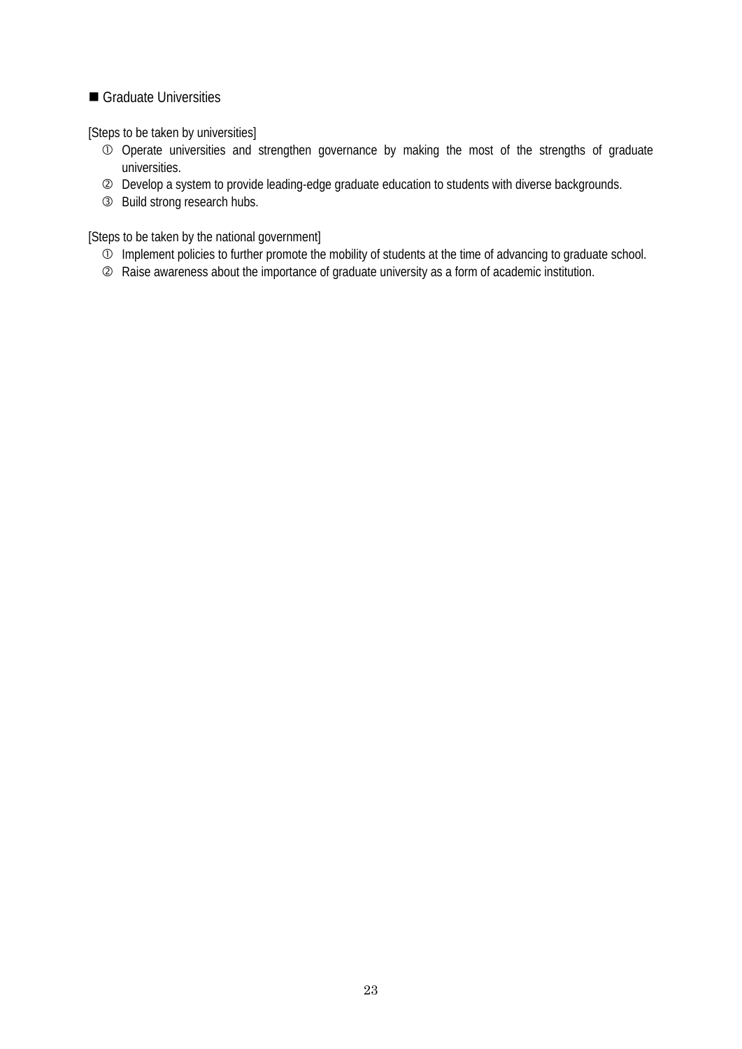■ Graduate Universities

[Steps to be taken by universities]

① Operate universities and strengthen governance by making the most of the strengths of graduate universities.
② Develop a system to provide leading-edge graduate education to students with diverse backgrounds.
③ Build strong research hubs.

[Steps to be taken by the national government]

① Implement policies to further promote the mobility of students at the time of advancing to graduate school.
② Raise awareness about the importance of graduate university as a form of academic institution.